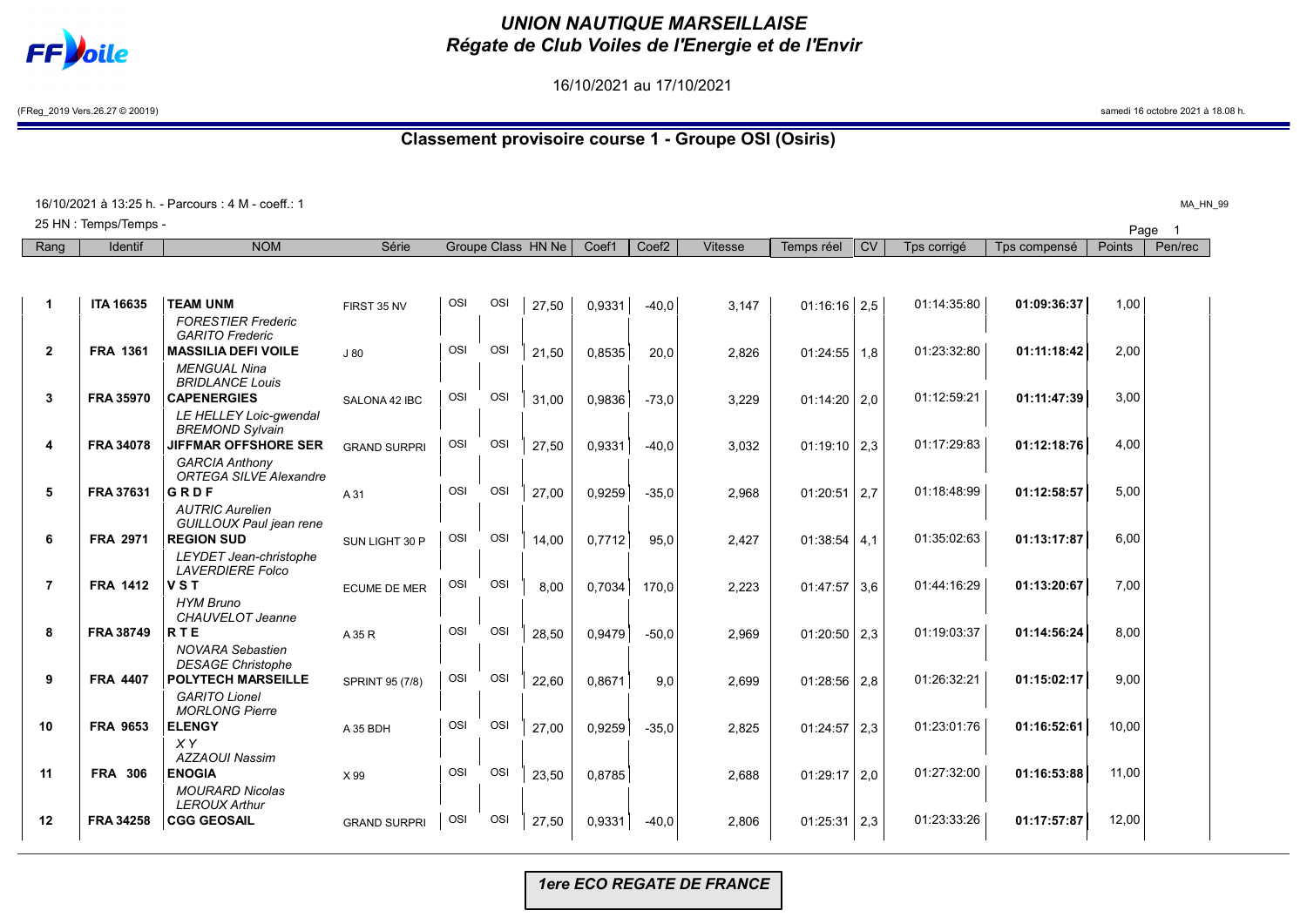# UNION NAUTIQUE MARSEILLAISE
## Régate de Club Voiles de l'Energie et de l'Envir

16/10/2021 au 17/10/2021

(FReg_2019 Vers.26.27 © 20019)

samedi 16 octobre 2021 à 18.08 h.

### Classement provisoire course 1 - Groupe OSI (Osiris)

16/10/2021 à 13:25 h. - Parcours : 4 M - coeff.: 1

25 HN : Temps/Temps -

MA_HN_99

| Rang | Identif | NOM | Série | Groupe | Class | HN Ne | Coef1 | Coef2 | Vitesse | Temps réel | CV | Tps corrigé | Tps compensé | Points | Pen/rec |
|---|---|---|---|---|---|---|---|---|---|---|---|---|---|---|---|
| 1 | ITA 16635 | **TEAM UNM** *FORESTIER Frederic* *GARITO Frederic* | FIRST 35 NV | OSI | OSI | 27,50 | 0,9331 | -40,0 | 3,147 | 01:16:16 | 2,5 | 01:14:35:80 | **01:09:36:37** | 1,00 | |
| 2 | FRA 1361 | **MASSILIA DEFI VOILE** *MENGUAL Nina* *BRIDLANCE Louis* | J 80 | OSI | OSI | 21,50 | 0,8535 | 20,0 | 2,826 | 01:24:55 | 1,8 | 01:23:32:80 | **01:11:18:42** | 2,00 | |
| 3 | FRA 35970 | **CAPENERGIES** *LE HELLEY Loic-gwendal* *BREMOND Sylvain* | SALONA 42 IBC | OSI | OSI | 31,00 | 0,9836 | -73,0 | 3,229 | 01:14:20 | 2,0 | 01:12:59:21 | **01:11:47:39** | 3,00 | |
| 4 | FRA 34078 | **JIFFMAR OFFSHORE SER** *GARCIA Anthony* *ORTEGA SILVE Alexandre* | GRAND SURPRI | OSI | OSI | 27,50 | 0,9331 | -40,0 | 3,032 | 01:19:10 | 2,3 | 01:17:29:83 | **01:12:18:76** | 4,00 | |
| 5 | FRA 37631 | **G R D F** *AUTRIC Aurelien* *GUILLOUX Paul jean rene* | A 31 | OSI | OSI | 27,00 | 0,9259 | -35,0 | 2,968 | 01:20:51 | 2,7 | 01:18:48:99 | **01:12:58:57** | 5,00 | |
| 6 | FRA 2971 | **REGION SUD** *LEYDET Jean-christophe* *LAVERDIERE Folco* | SUN LIGHT 30 P | OSI | OSI | 14,00 | 0,7712 | 95,0 | 2,427 | 01:38:54 | 4,1 | 01:35:02:63 | **01:13:17:87** | 6,00 | |
| 7 | FRA 1412 | **V S T** *HYM Bruno* *CHAUVELOT Jeanne* | ECUME DE MER | OSI | OSI | 8,00 | 0,7034 | 170,0 | 2,223 | 01:47:57 | 3,6 | 01:44:16:29 | **01:13:20:67** | 7,00 | |
| 8 | FRA 38749 | **R T E** *NOVARA Sebastien* *DESAGE Christophe* | A 35 R | OSI | OSI | 28,50 | 0,9479 | -50,0 | 2,969 | 01:20:50 | 2,3 | 01:19:03:37 | **01:14:56:24** | 8,00 | |
| 9 | FRA 4407 | **POLYTECH MARSEILLE** *GARITO Lionel* *MORLONG Pierre* | SPRINT 95 (7/8) | OSI | OSI | 22,60 | 0,8671 | 9,0 | 2,699 | 01:28:56 | 2,8 | 01:26:32:21 | **01:15:02:17** | 9,00 | |
| 10 | FRA 9653 | **ELENGY** *X Y* *AZZAOUI Nassim* | A 35 BDH | OSI | OSI | 27,00 | 0,9259 | -35,0 | 2,825 | 01:24:57 | 2,3 | 01:23:01:76 | **01:16:52:61** | 10,00 | |
| 11 | FRA 306 | **ENOGIA** *MOURARD Nicolas* *LEROUX Arthur* | X 99 | OSI | OSI | 23,50 | 0,8785 | | 2,688 | 01:29:17 | 2,0 | 01:27:32:00 | **01:16:53:88** | 11,00 | |
| 12 | FRA 34258 | **CGG GEOSAIL** | GRAND SURPRI | OSI | OSI | 27,50 | 0,9331 | -40,0 | 2,806 | 01:25:31 | 2,3 | 01:23:33:26 | **01:17:57:87** | 12,00 | |

*1ere ECO REGATE DE FRANCE*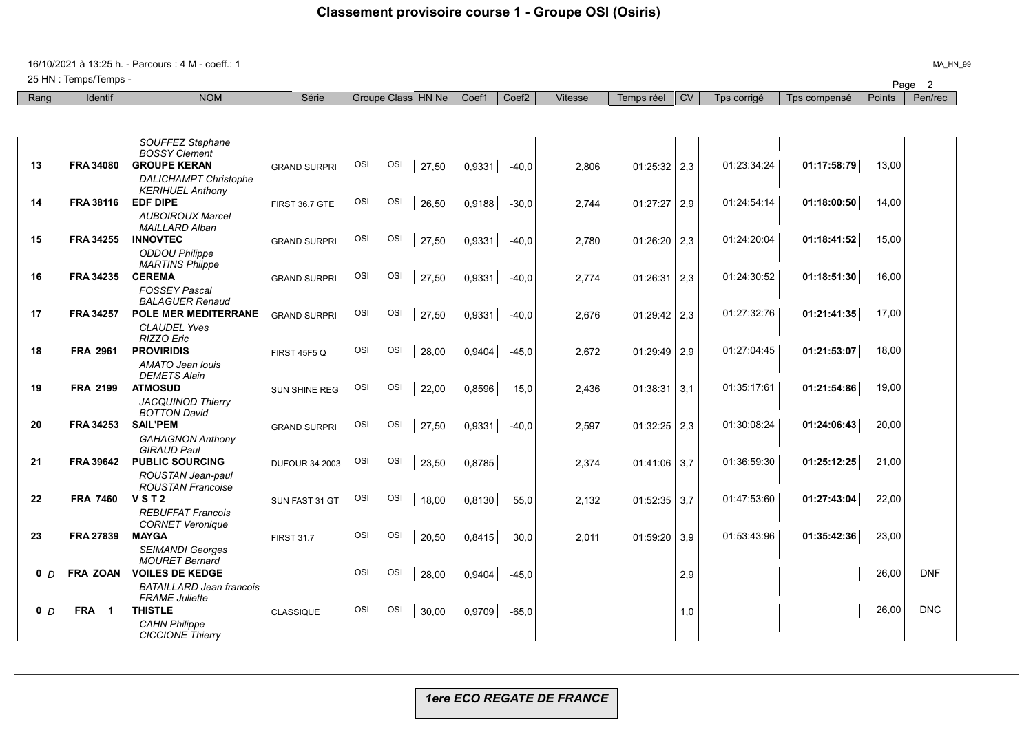# Classement provisoire course 1 - Groupe OSI (Osiris)

16/10/2021 à 13:25 h. - Parcours : 4 M - coeff.: 1

25 HN : Temps/Temps -

| Rang | Identif | NOM | Série | Groupe | Class | HN Ne | Coef1 | Coef2 | Vitesse | Temps réel | CV | Tps corrigé | Tps compensé | Points | Pen/rec |
|---|---|---|---|---|---|---|---|---|---|---|---|---|---|---|---|
| | | *SOUFFEZ Stephane* *BOSSY Clement* | | | | | | | | | | | | | |
| 13 | FRA 34080 | **GROUPE KERAN** *DALICHAMPT Christophe* *KERIHUEL Anthony* | GRAND SURPRI | OSI | OSI | 27,50 | 0,9331 | -40,0 | 2,806 | 01:25:32 | 2,3 | 01:23:34:24 | **01:17:58:79** | 13,00 | |
| 14 | FRA 38116 | **EDF DIPE** *AUBOIROUX Marcel* *MAILLARD Alban* | FIRST 36.7 GTE | OSI | OSI | 26,50 | 0,9188 | -30,0 | 2,744 | 01:27:27 | 2,9 | 01:24:54:14 | **01:18:00:50** | 14,00 | |
| 15 | FRA 34255 | **INNOVTEC** *ODDOU Philippe* *MARTINS Phiippe* | GRAND SURPRI | OSI | OSI | 27,50 | 0,9331 | -40,0 | 2,780 | 01:26:20 | 2,3 | 01:24:20:04 | **01:18:41:52** | 15,00 | |
| 16 | FRA 34235 | **CEREMA** *FOSSEY Pascal* *BALAGUER Renaud* | GRAND SURPRI | OSI | OSI | 27,50 | 0,9331 | -40,0 | 2,774 | 01:26:31 | 2,3 | 01:24:30:52 | **01:18:51:30** | 16,00 | |
| 17 | FRA 34257 | **POLE MER MEDITERRANE** *CLAUDEL Yves* *RIZZO Eric* | GRAND SURPRI | OSI | OSI | 27,50 | 0,9331 | -40,0 | 2,676 | 01:29:42 | 2,3 | 01:27:32:76 | **01:21:41:35** | 17,00 | |
| 18 | FRA 2961 | **PROVIRIDIS** *AMATO Jean louis* *DEMETS Alain* | FIRST 45F5 Q | OSI | OSI | 28,00 | 0,9404 | -45,0 | 2,672 | 01:29:49 | 2,9 | 01:27:04:45 | **01:21:53:07** | 18,00 | |
| 19 | FRA 2199 | **ATMOSUD** *JACQUINOD Thierry* *BOTTON David* | SUN SHINE REG | OSI | OSI | 22,00 | 0,8596 | 15,0 | 2,436 | 01:38:31 | 3,1 | 01:35:17:61 | **01:21:54:86** | 19,00 | |
| 20 | FRA 34253 | **SAIL'PEM** *GAHAGNON Anthony* *GIRAUD Paul* | GRAND SURPRI | OSI | OSI | 27,50 | 0,9331 | -40,0 | 2,597 | 01:32:25 | 2,3 | 01:30:08:24 | **01:24:06:43** | 20,00 | |
| 21 | FRA 39642 | **PUBLIC SOURCING** *ROUSTAN Jean-paul* *ROUSTAN Francoise* | DUFOUR 34 2003 | OSI | OSI | 23,50 | 0,8785 | | 2,374 | 01:41:06 | 3,7 | 01:36:59:30 | **01:25:12:25** | 21,00 | |
| 22 | FRA 7460 | **V S T 2** *REBUFFAT Francois* *CORNET Veronique* | SUN FAST 31 GT | OSI | OSI | 18,00 | 0,8130 | 55,0 | 2,132 | 01:52:35 | 3,7 | 01:47:53:60 | **01:27:43:04** | 22,00 | |
| 23 | FRA 27839 | **MAYGA** *SEIMANDI Georges* *MOURET Bernard* | FIRST 31.7 | OSI | OSI | 20,50 | 0,8415 | 30,0 | 2,011 | 01:59:20 | 3,9 | 01:53:43:96 | **01:35:42:36** | 23,00 | |
| 0 *D* | FRA ZOAN | **VOILES DE KEDGE** *BATAILLARD Jean francois* *FRAME Juliette* | | OSI | OSI | 28,00 | 0,9404 | -45,0 | | | 2,9 | | | 26,00 | DNF |
| 0 *D* | FRA 1 | **THISTLE** *CAHN Philippe* *CICCIONE Thierry* | CLASSIQUE | OSI | OSI | 30,00 | 0,9709 | -65,0 | | | 1,0 | | | 26,00 | DNC |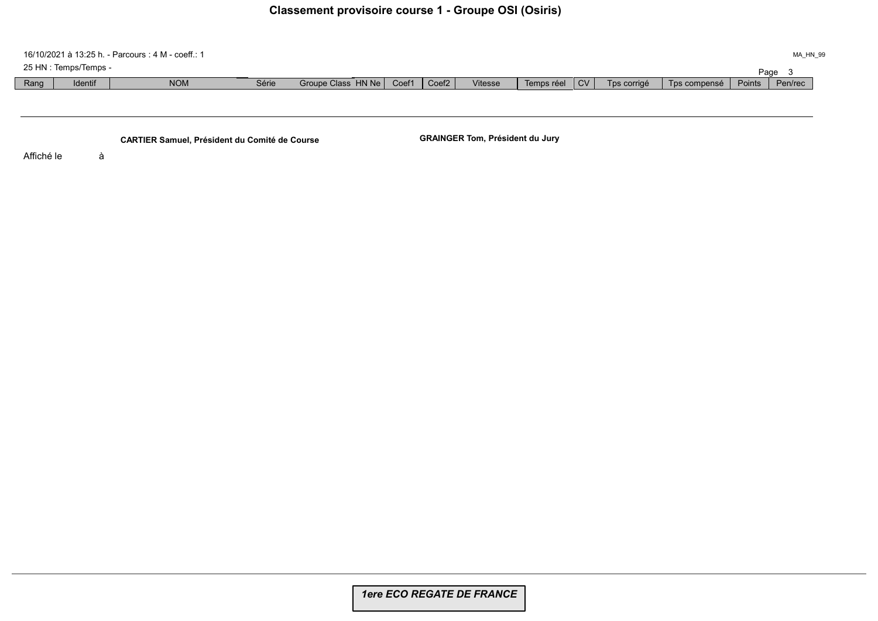# Classement provisoire course 1 - Groupe OSI (Osiris)

16/10/2021 à 13:25 h. - Parcours : 4 M - coeff.: 1

25 HN : Temps/Temps -

MA_HN_99

| Rang | Identif | NOM | Série | Groupe Class | HN Ne | Coef1 | Coef2 | Vitesse | Temps réel | CV | Tps corrigé | Tps compensé | Points | Pen/rec |
|---|---|---|---|---|---|---|---|---|---|---|---|---|---|---|

**CARTIER Samuel, Président du Comité de Course**

**GRAINGER Tom, Président du Jury**

Affiché le à

***1ere ECO REGATE DE FRANCE***